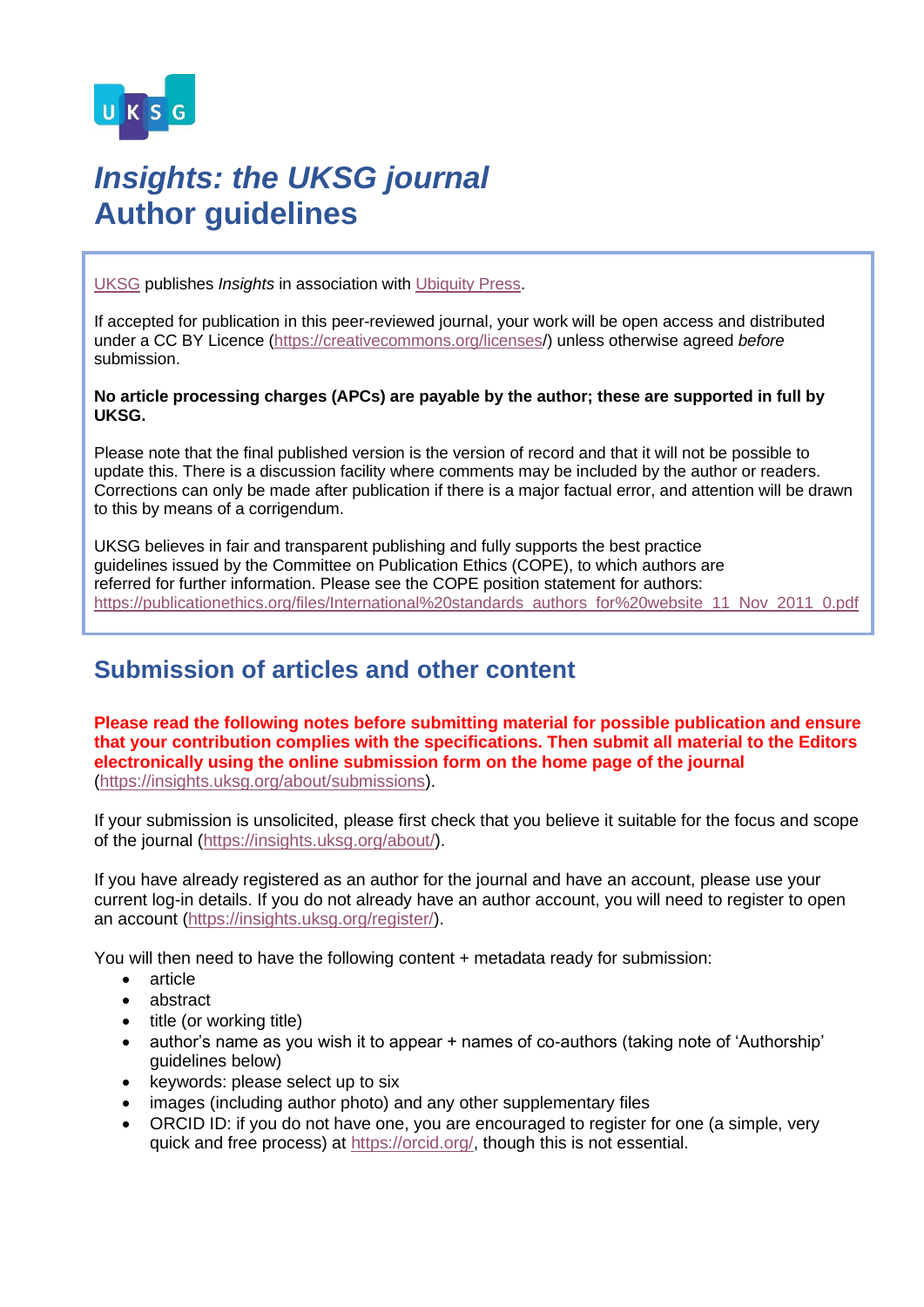# *Insights: the UKSG journal*
# Author guidelines

UKSG publishes *Insights* in association with Ubiquity Press.

If accepted for publication in this peer-reviewed journal, your work will be open access and distributed under a CC BY Licence (https://creativecommons.org/licenses/) unless otherwise agreed *before* submission.

**No article processing charges (APCs) are payable by the author; these are supported in full by UKSG.**

Please note that the final published version is the version of record and that it will not be possible to update this. There is a discussion facility where comments may be included by the author or readers. Corrections can only be made after publication if there is a major factual error, and attention will be drawn to this by means of a corrigendum.

UKSG believes in fair and transparent publishing and fully supports the best practice guidelines issued by the Committee on Publication Ethics (COPE), to which authors are referred for further information. Please see the COPE position statement for authors: https://publicationethics.org/files/International%20standards_authors_for%20website_11_Nov_2011_0.pdf

## Submission of articles and other content

**Please read the following notes before submitting material for possible publication and ensure that your contribution complies with the specifications. Then submit all material to the Editors electronically using the online submission form on the home page of the journal** (https://insights.uksg.org/about/submissions).

If your submission is unsolicited, please first check that you believe it suitable for the focus and scope of the journal (https://insights.uksg.org/about/).

If you have already registered as an author for the journal and have an account, please use your current log-in details. If you do not already have an author account, you will need to register to open an account (https://insights.uksg.org/register/).

You will then need to have the following content + metadata ready for submission:

- article
- abstract
- title (or working title)
- author's name as you wish it to appear + names of co-authors (taking note of 'Authorship' guidelines below)
- keywords: please select up to six
- images (including author photo) and any other supplementary files
- ORCID ID: if you do not have one, you are encouraged to register for one (a simple, very quick and free process) at https://orcid.org/, though this is not essential.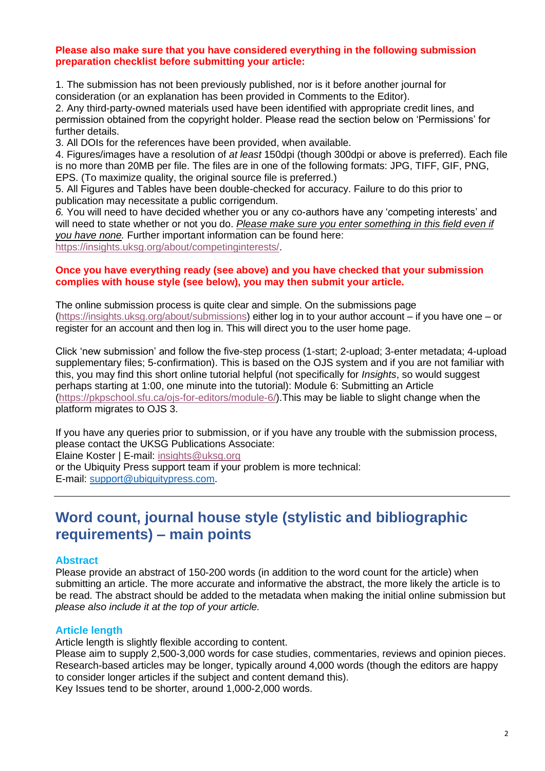**Please also make sure that you have considered everything in the following submission preparation checklist before submitting your article:**

1. The submission has not been previously published, nor is it before another journal for consideration (or an explanation has been provided in Comments to the Editor).
2. Any third-party-owned materials used have been identified with appropriate credit lines, and permission obtained from the copyright holder. Please read the section below on 'Permissions' for further details.
3. All DOIs for the references have been provided, when available.
4. Figures/images have a resolution of *at least* 150dpi (though 300dpi or above is preferred). Each file is no more than 20MB per file. The files are in one of the following formats: JPG, TIFF, GIF, PNG, EPS. (To maximize quality, the original source file is preferred.)
5. All Figures and Tables have been double-checked for accuracy. Failure to do this prior to publication may necessitate a public corrigendum.
6. You will need to have decided whether you or any co-authors have any 'competing interests' and will need to state whether or not you do. *Please make sure you enter something in this field even if you have none.* Further important information can be found here: https://insights.uksg.org/about/competinginterests/.

**Once you have everything ready (see above) and you have checked that your submission complies with house style (see below), you may then submit your article.**

The online submission process is quite clear and simple. On the submissions page (https://insights.uksg.org/about/submissions) either log in to your author account – if you have one – or register for an account and then log in. This will direct you to the user home page.

Click 'new submission' and follow the five-step process (1-start; 2-upload; 3-enter metadata; 4-upload supplementary files; 5-confirmation). This is based on the OJS system and if you are not familiar with this, you may find this short online tutorial helpful (not specifically for *Insights*, so would suggest perhaps starting at 1:00, one minute into the tutorial): Module 6: Submitting an Article (https://pkpschool.sfu.ca/ojs-for-editors/module-6/).This may be liable to slight change when the platform migrates to OJS 3.

If you have any queries prior to submission, or if you have any trouble with the submission process, please contact the UKSG Publications Associate:
Elaine Koster | E-mail: insights@uksg.org
or the Ubiquity Press support team if your problem is more technical:
E-mail: support@ubiquitypress.com.

---

## Word count, journal house style (stylistic and bibliographic requirements) – main points

### Abstract

Please provide an abstract of 150-200 words (in addition to the word count for the article) when submitting an article. The more accurate and informative the abstract, the more likely the article is to be read. The abstract should be added to the metadata when making the initial online submission but *please also include it at the top of your article.*

### Article length

Article length is slightly flexible according to content.
Please aim to supply 2,500-3,000 words for case studies, commentaries, reviews and opinion pieces. Research-based articles may be longer, typically around 4,000 words (though the editors are happy to consider longer articles if the subject and content demand this).
Key Issues tend to be shorter, around 1,000-2,000 words.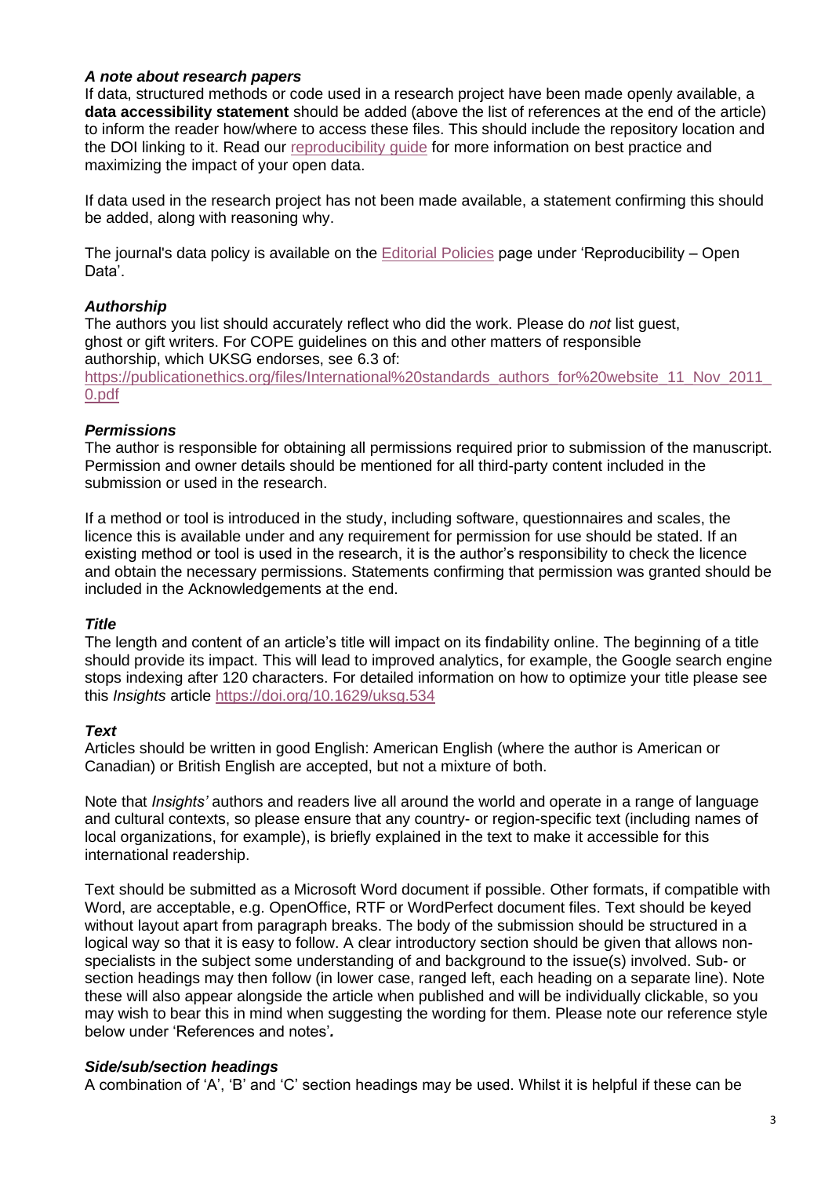### *A note about research papers*

If data, structured methods or code used in a research project have been made openly available, a **data accessibility statement** should be added (above the list of references at the end of the article) to inform the reader how/where to access these files. This should include the repository location and the DOI linking to it. Read our reproducibility guide for more information on best practice and maximizing the impact of your open data.

If data used in the research project has not been made available, a statement confirming this should be added, along with reasoning why.

The journal's data policy is available on the Editorial Policies page under 'Reproducibility – Open Data'.

### *Authorship*

The authors you list should accurately reflect who did the work. Please do *not* list guest, ghost or gift writers. For COPE guidelines on this and other matters of responsible authorship, which UKSG endorses, see 6.3 of:
https://publicationethics.org/files/International%20standards_authors_for%20website_11_Nov_2011_0.pdf

### *Permissions*

The author is responsible for obtaining all permissions required prior to submission of the manuscript. Permission and owner details should be mentioned for all third-party content included in the submission or used in the research.

If a method or tool is introduced in the study, including software, questionnaires and scales, the licence this is available under and any requirement for permission for use should be stated. If an existing method or tool is used in the research, it is the author's responsibility to check the licence and obtain the necessary permissions. Statements confirming that permission was granted should be included in the Acknowledgements at the end.

### *Title*

The length and content of an article's title will impact on its findability online. The beginning of a title should provide its impact. This will lead to improved analytics, for example, the Google search engine stops indexing after 120 characters. For detailed information on how to optimize your title please see this *Insights* article https://doi.org/10.1629/uksg.534

### *Text*

Articles should be written in good English: American English (where the author is American or Canadian) or British English are accepted, but not a mixture of both.

Note that *Insights'* authors and readers live all around the world and operate in a range of language and cultural contexts, so please ensure that any country- or region-specific text (including names of local organizations, for example), is briefly explained in the text to make it accessible for this international readership.

Text should be submitted as a Microsoft Word document if possible. Other formats, if compatible with Word, are acceptable, e.g. OpenOffice, RTF or WordPerfect document files. Text should be keyed without layout apart from paragraph breaks. The body of the submission should be structured in a logical way so that it is easy to follow. A clear introductory section should be given that allows non-specialists in the subject some understanding of and background to the issue(s) involved. Sub- or section headings may then follow (in lower case, ranged left, each heading on a separate line). Note these will also appear alongside the article when published and will be individually clickable, so you may wish to bear this in mind when suggesting the wording for them. Please note our reference style below under 'References and notes'.

### *Side/sub/section headings*

A combination of 'A', 'B' and 'C' section headings may be used. Whilst it is helpful if these can be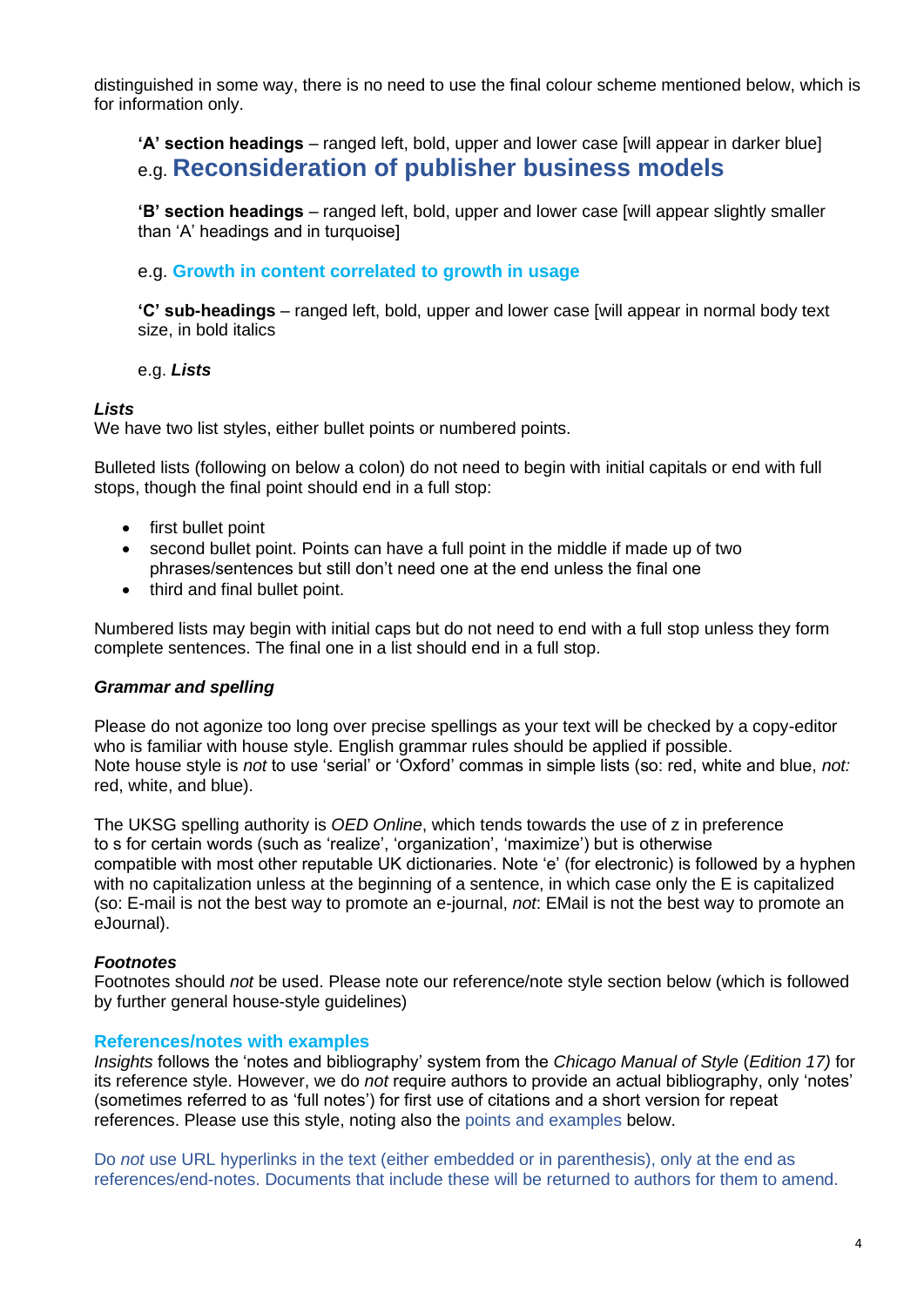distinguished in some way, there is no need to use the final colour scheme mentioned below, which is for information only.

**‘A’ section headings** – ranged left, bold, upper and lower case [will appear in darker blue]
e.g. **Reconsideration of publisher business models**

**‘B’ section headings** – ranged left, bold, upper and lower case [will appear slightly smaller than ‘A’ headings and in turquoise]

e.g. **Growth in content correlated to growth in usage**

**‘C’ sub-headings** – ranged left, bold, upper and lower case [will appear in normal body text size, in bold italics

e.g. ***Lists***

### *Lists*

We have two list styles, either bullet points or numbered points.

Bulleted lists (following on below a colon) do not need to begin with initial capitals or end with full stops, though the final point should end in a full stop:

- first bullet point
- second bullet point. Points can have a full point in the middle if made up of two phrases/sentences but still don’t need one at the end unless the final one
- third and final bullet point.

Numbered lists may begin with initial caps but do not need to end with a full stop unless they form complete sentences. The final one in a list should end in a full stop.

### *Grammar and spelling*

Please do not agonize too long over precise spellings as your text will be checked by a copy-editor who is familiar with house style. English grammar rules should be applied if possible.
Note house style is *not* to use ‘serial’ or ‘Oxford’ commas in simple lists (so: red, white and blue, *not:* red, white, and blue).

The UKSG spelling authority is *OED Online*, which tends towards the use of z in preference to s for certain words (such as ‘realize’, ‘organization’, ‘maximize’) but is otherwise compatible with most other reputable UK dictionaries. Note ‘e’ (for electronic) is followed by a hyphen with no capitalization unless at the beginning of a sentence, in which case only the E is capitalized (so: E-mail is not the best way to promote an e-journal, *not*: EMail is not the best way to promote an eJournal).

### *Footnotes*

Footnotes should *not* be used. Please note our reference/note style section below (which is followed by further general house-style guidelines)

## References/notes with examples

*Insights* follows the ‘notes and bibliography’ system from the *Chicago Manual of Style* (*Edition 17)* for its reference style. However, we do *not* require authors to provide an actual bibliography, only ‘notes’ (sometimes referred to as ‘full notes’) for first use of citations and a short version for repeat references. Please use this style, noting also the points and examples below.

Do *not* use URL hyperlinks in the text (either embedded or in parenthesis), only at the end as references/end-notes. Documents that include these will be returned to authors for them to amend.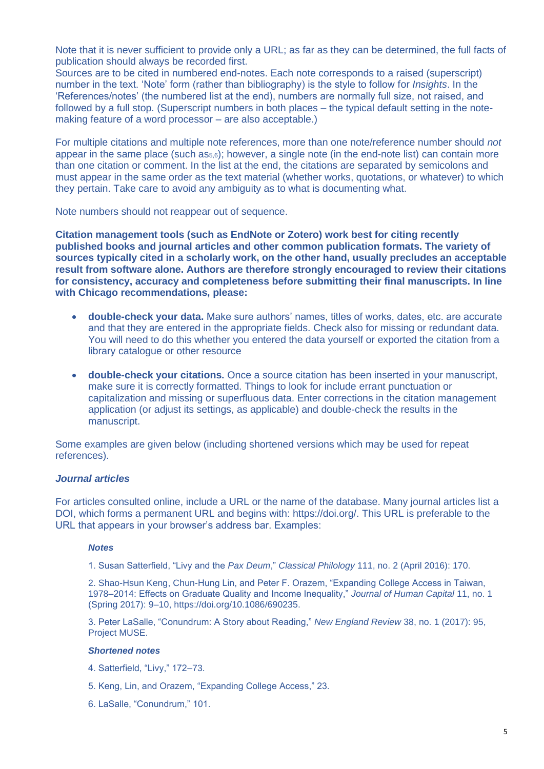Note that it is never sufficient to provide only a URL; as far as they can be determined, the full facts of publication should always be recorded first.
Sources are to be cited in numbered end-notes. Each note corresponds to a raised (superscript) number in the text. 'Note' form (rather than bibliography) is the style to follow for *Insights*. In the 'References/notes' (the numbered list at the end), numbers are normally full size, not raised, and followed by a full stop. (Superscript numbers in both places – the typical default setting in the note-making feature of a word processor – are also acceptable.)

For multiple citations and multiple note references, more than one note/reference number should *not* appear in the same place (such as[5,6]); however, a single note (in the end-note list) can contain more than one citation or comment. In the list at the end, the citations are separated by semicolons and must appear in the same order as the text material (whether works, quotations, or whatever) to which they pertain. Take care to avoid any ambiguity as to what is documenting what.

Note numbers should not reappear out of sequence.

**Citation management tools (such as EndNote or Zotero) work best for citing recently published books and journal articles and other common publication formats. The variety of sources typically cited in a scholarly work, on the other hand, usually precludes an acceptable result from software alone. Authors are therefore strongly encouraged to review their citations for consistency, accuracy and completeness before submitting their final manuscripts. In line with Chicago recommendations, please:**

- **double-check your data.** Make sure authors' names, titles of works, dates, etc. are accurate and that they are entered in the appropriate fields. Check also for missing or redundant data. You will need to do this whether you entered the data yourself or exported the citation from a library catalogue or other resource

- **double-check your citations.** Once a source citation has been inserted in your manuscript, make sure it is correctly formatted. Things to look for include errant punctuation or capitalization and missing or superfluous data. Enter corrections in the citation management application (or adjust its settings, as applicable) and double-check the results in the manuscript.

Some examples are given below (including shortened versions which may be used for repeat references).

### *Journal articles*

For articles consulted online, include a URL or the name of the database. Many journal articles list a DOI, which forms a permanent URL and begins with: https://doi.org/. This URL is preferable to the URL that appears in your browser's address bar. Examples:

#### *Notes*

1. Susan Satterfield, "Livy and the *Pax Deum*," *Classical Philology* 111, no. 2 (April 2016): 170.

2. Shao-Hsun Keng, Chun-Hung Lin, and Peter F. Orazem, "Expanding College Access in Taiwan, 1978–2014: Effects on Graduate Quality and Income Inequality," *Journal of Human Capital* 11, no. 1 (Spring 2017): 9–10, https://doi.org/10.1086/690235.

3. Peter LaSalle, "Conundrum: A Story about Reading," *New England Review* 38, no. 1 (2017): 95, Project MUSE.

#### *Shortened notes*

4. Satterfield, "Livy," 172–73.

5. Keng, Lin, and Orazem, "Expanding College Access," 23.

6. LaSalle, "Conundrum," 101.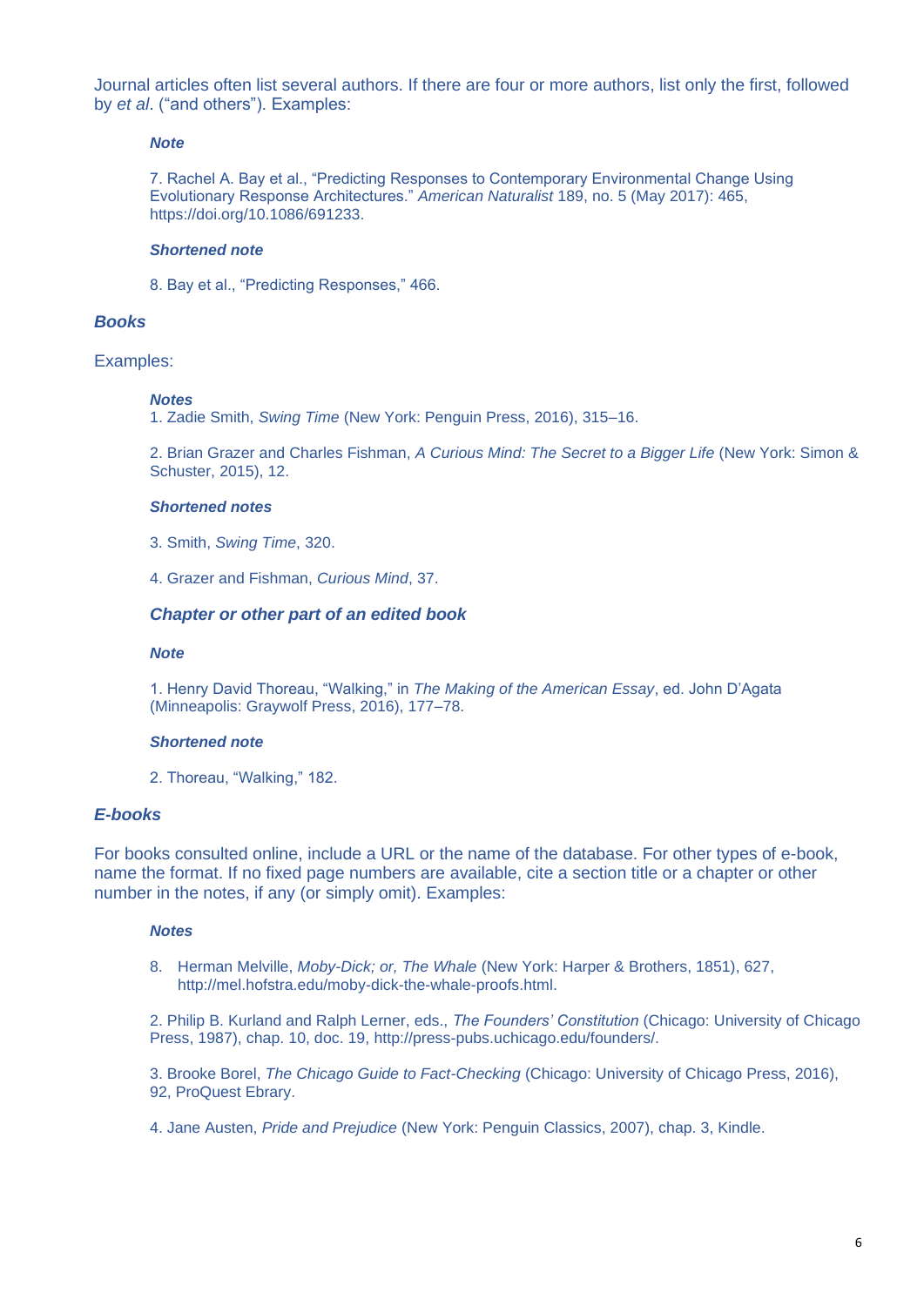Journal articles often list several authors. If there are four or more authors, list only the first, followed by *et al*. ("and others"). Examples:

***Note***

7. Rachel A. Bay et al., "Predicting Responses to Contemporary Environmental Change Using Evolutionary Response Architectures." *American Naturalist* 189, no. 5 (May 2017): 465, https://doi.org/10.1086/691233.

***Shortened note***

8. Bay et al., "Predicting Responses," 466.

### *Books*

Examples:

***Notes***

1. Zadie Smith, *Swing Time* (New York: Penguin Press, 2016), 315–16.

2. Brian Grazer and Charles Fishman, *A Curious Mind: The Secret to a Bigger Life* (New York: Simon & Schuster, 2015), 12.

***Shortened notes***

3. Smith, *Swing Time*, 320.

4. Grazer and Fishman, *Curious Mind*, 37.

#### *Chapter or other part of an edited book*

***Note***

1. Henry David Thoreau, "Walking," in *The Making of the American Essay*, ed. John D'Agata (Minneapolis: Graywolf Press, 2016), 177–78.

***Shortened note***

2. Thoreau, "Walking," 182.

### *E-books*

For books consulted online, include a URL or the name of the database. For other types of e-book, name the format. If no fixed page numbers are available, cite a section title or a chapter or other number in the notes, if any (or simply omit). Examples:

***Notes***

8. Herman Melville, *Moby-Dick; or, The Whale* (New York: Harper & Brothers, 1851), 627, http://mel.hofstra.edu/moby-dick-the-whale-proofs.html.

2. Philip B. Kurland and Ralph Lerner, eds., *The Founders' Constitution* (Chicago: University of Chicago Press, 1987), chap. 10, doc. 19, http://press-pubs.uchicago.edu/founders/.

3. Brooke Borel, *The Chicago Guide to Fact-Checking* (Chicago: University of Chicago Press, 2016), 92, ProQuest Ebrary.

4. Jane Austen, *Pride and Prejudice* (New York: Penguin Classics, 2007), chap. 3, Kindle.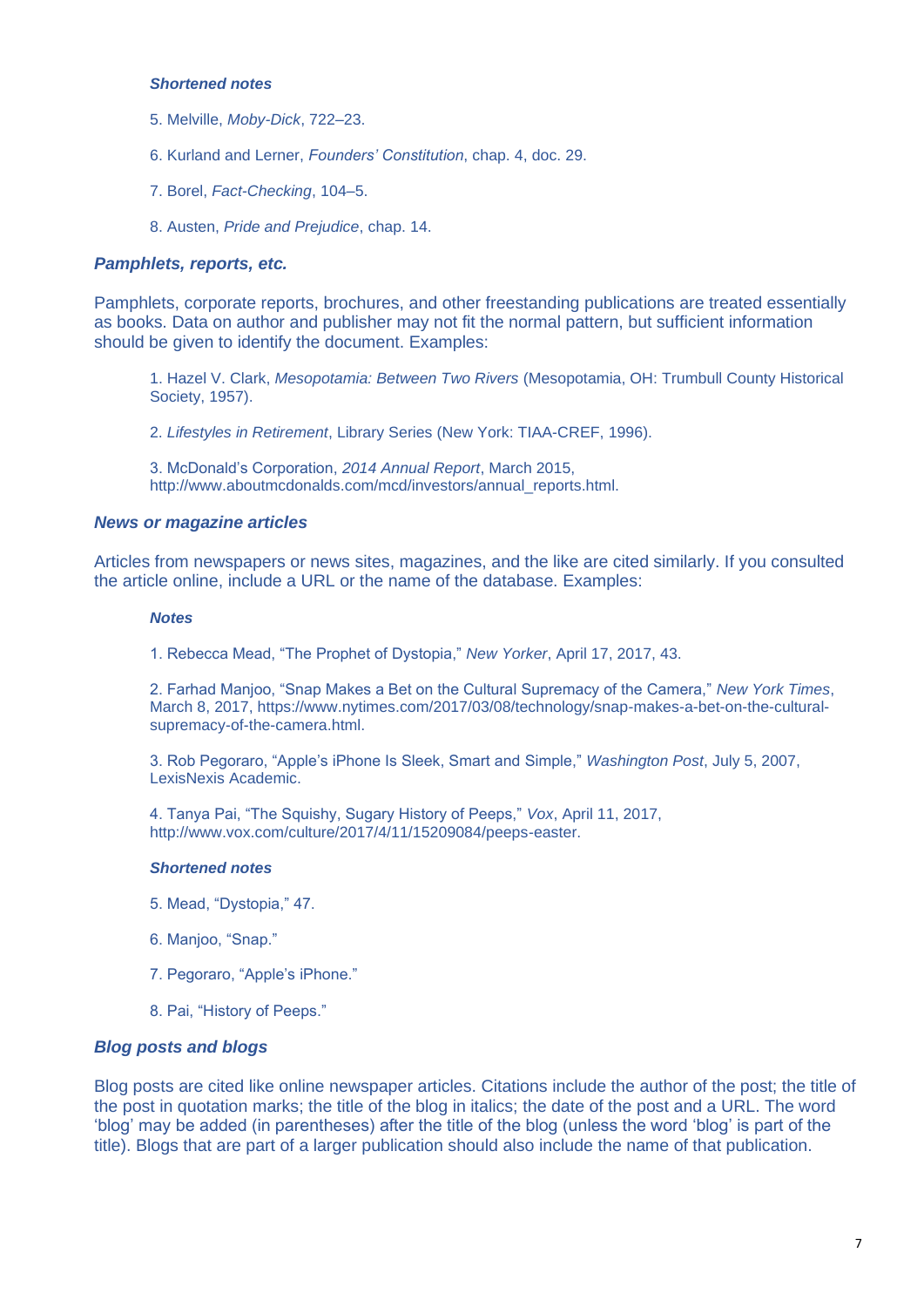#### *Shortened notes*

5. Melville, *Moby-Dick*, 722–23.

6. Kurland and Lerner, *Founders' Constitution*, chap. 4, doc. 29.

7. Borel, *Fact-Checking*, 104–5.

8. Austen, *Pride and Prejudice*, chap. 14.

### *Pamphlets, reports, etc.*

Pamphlets, corporate reports, brochures, and other freestanding publications are treated essentially as books. Data on author and publisher may not fit the normal pattern, but sufficient information should be given to identify the document. Examples:

1. Hazel V. Clark, *Mesopotamia: Between Two Rivers* (Mesopotamia, OH: Trumbull County Historical Society, 1957).

2. *Lifestyles in Retirement*, Library Series (New York: TIAA-CREF, 1996).

3. McDonald's Corporation, *2014 Annual Report*, March 2015, http://www.aboutmcdonalds.com/mcd/investors/annual_reports.html.

### *News or magazine articles*

Articles from newspapers or news sites, magazines, and the like are cited similarly. If you consulted the article online, include a URL or the name of the database. Examples:

#### *Notes*

1. Rebecca Mead, "The Prophet of Dystopia," *New Yorker*, April 17, 2017, 43.

2. Farhad Manjoo, "Snap Makes a Bet on the Cultural Supremacy of the Camera," *New York Times*, March 8, 2017, https://www.nytimes.com/2017/03/08/technology/snap-makes-a-bet-on-the-cultural-supremacy-of-the-camera.html.

3. Rob Pegoraro, "Apple's iPhone Is Sleek, Smart and Simple," *Washington Post*, July 5, 2007, LexisNexis Academic.

4. Tanya Pai, "The Squishy, Sugary History of Peeps," *Vox*, April 11, 2017, http://www.vox.com/culture/2017/4/11/15209084/peeps-easter.

#### *Shortened notes*

5. Mead, "Dystopia," 47.

6. Manjoo, "Snap."

7. Pegoraro, "Apple's iPhone."

8. Pai, "History of Peeps."

### *Blog posts and blogs*

Blog posts are cited like online newspaper articles. Citations include the author of the post; the title of the post in quotation marks; the title of the blog in italics; the date of the post and a URL. The word 'blog' may be added (in parentheses) after the title of the blog (unless the word 'blog' is part of the title). Blogs that are part of a larger publication should also include the name of that publication.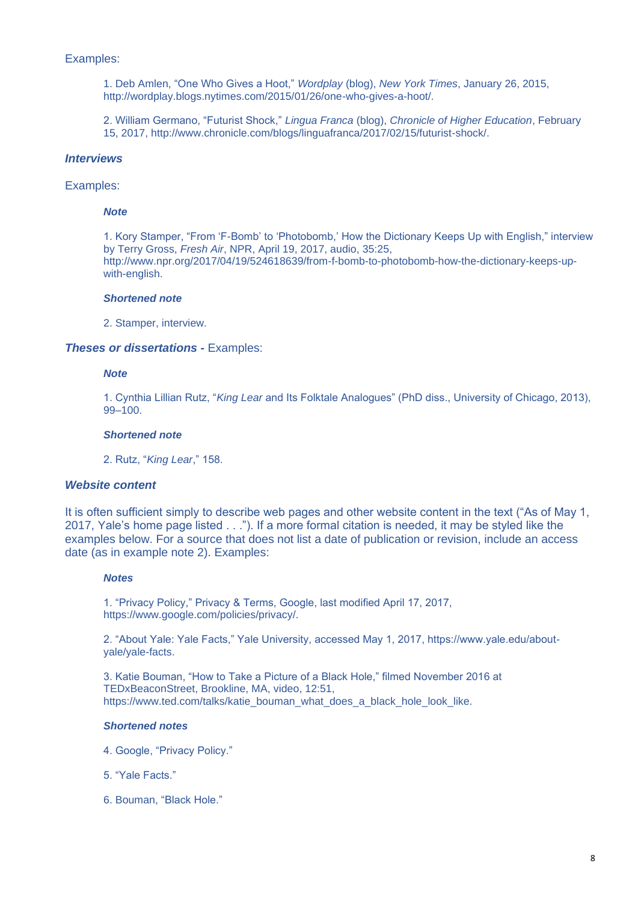Examples:

1. Deb Amlen, "One Who Gives a Hoot," *Wordplay* (blog), *New York Times*, January 26, 2015, http://wordplay.blogs.nytimes.com/2015/01/26/one-who-gives-a-hoot/.

2. William Germano, "Futurist Shock," *Lingua Franca* (blog), *Chronicle of Higher Education*, February 15, 2017, http://www.chronicle.com/blogs/linguafranca/2017/02/15/futurist-shock/.

### ***Interviews***

Examples:

***Note***

1. Kory Stamper, "From 'F-Bomb' to 'Photobomb,' How the Dictionary Keeps Up with English," interview by Terry Gross, *Fresh Air*, NPR, April 19, 2017, audio, 35:25, http://www.npr.org/2017/04/19/524618639/from-f-bomb-to-photobomb-how-the-dictionary-keeps-up-with-english.

***Shortened note***

2. Stamper, interview.

***Theses or dissertations -*** Examples:

***Note***

1. Cynthia Lillian Rutz, "*King Lear* and Its Folktale Analogues" (PhD diss., University of Chicago, 2013), 99–100.

***Shortened note***

2. Rutz, "*King Lear*," 158.

### ***Website content***

It is often sufficient simply to describe web pages and other website content in the text ("As of May 1, 2017, Yale's home page listed . . ."). If a more formal citation is needed, it may be styled like the examples below. For a source that does not list a date of publication or revision, include an access date (as in example note 2). Examples:

***Notes***

1. "Privacy Policy," Privacy & Terms, Google, last modified April 17, 2017, https://www.google.com/policies/privacy/.

2. "About Yale: Yale Facts," Yale University, accessed May 1, 2017, https://www.yale.edu/about-yale/yale-facts.

3. Katie Bouman, "How to Take a Picture of a Black Hole," filmed November 2016 at TEDxBeaconStreet, Brookline, MA, video, 12:51, https://www.ted.com/talks/katie_bouman_what_does_a_black_hole_look_like.

***Shortened notes***

4. Google, "Privacy Policy."

5. "Yale Facts."

6. Bouman, "Black Hole."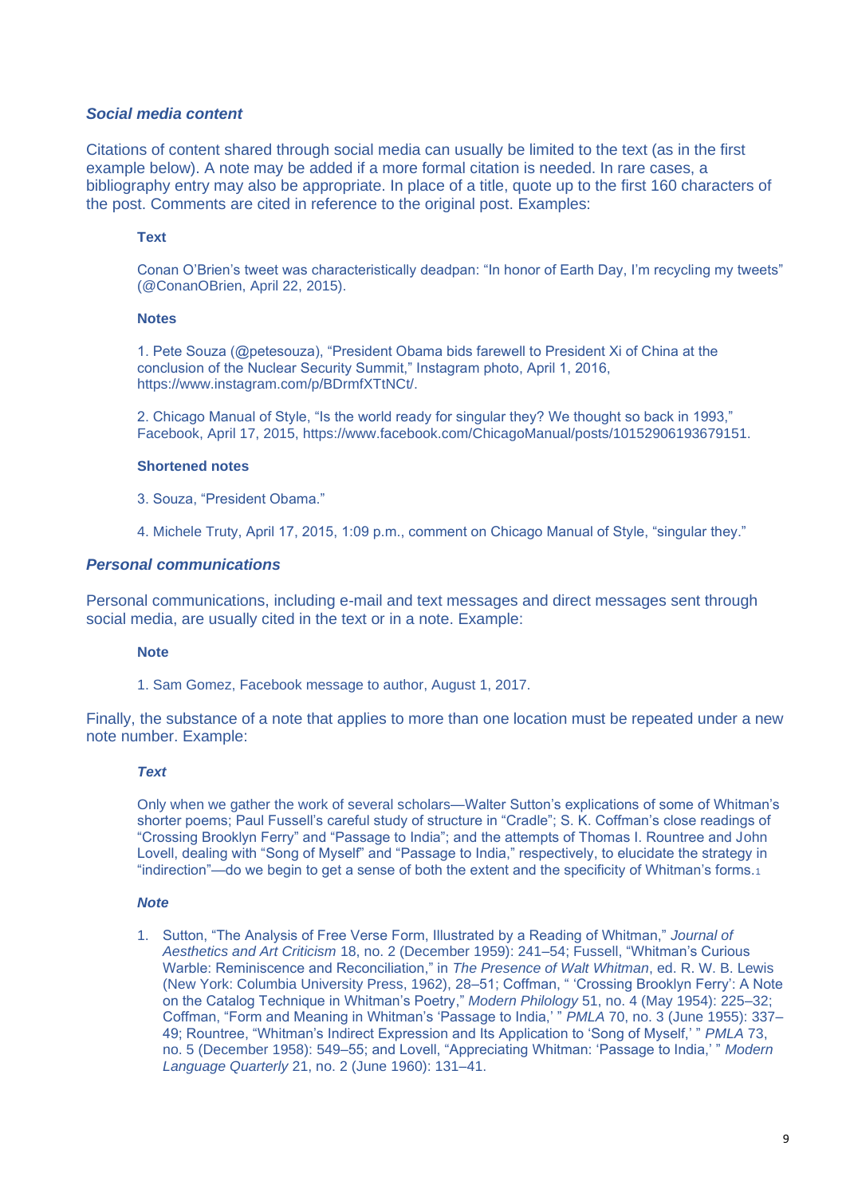### ***Social media content***

Citations of content shared through social media can usually be limited to the text (as in the first example below). A note may be added if a more formal citation is needed. In rare cases, a bibliography entry may also be appropriate. In place of a title, quote up to the first 160 characters of the post. Comments are cited in reference to the original post. Examples:

**Text**

Conan O'Brien's tweet was characteristically deadpan: "In honor of Earth Day, I'm recycling my tweets" (@ConanOBrien, April 22, 2015).

**Notes**

1. Pete Souza (@petesouza), "President Obama bids farewell to President Xi of China at the conclusion of the Nuclear Security Summit," Instagram photo, April 1, 2016, https://www.instagram.com/p/BDrmfXTtNCt/.

2. Chicago Manual of Style, "Is the world ready for singular they? We thought so back in 1993," Facebook, April 17, 2015, https://www.facebook.com/ChicagoManual/posts/10152906193679151.

**Shortened notes**

3. Souza, "President Obama."

4. Michele Truty, April 17, 2015, 1:09 p.m., comment on Chicago Manual of Style, "singular they."

### ***Personal communications***

Personal communications, including e-mail and text messages and direct messages sent through social media, are usually cited in the text or in a note. Example:

**Note**

1. Sam Gomez, Facebook message to author, August 1, 2017.

Finally, the substance of a note that applies to more than one location must be repeated under a new note number. Example:

***Text***

Only when we gather the work of several scholars—Walter Sutton's explications of some of Whitman's shorter poems; Paul Fussell's careful study of structure in "Cradle"; S. K. Coffman's close readings of "Crossing Brooklyn Ferry" and "Passage to India"; and the attempts of Thomas I. Rountree and John Lovell, dealing with "Song of Myself" and "Passage to India," respectively, to elucidate the strategy in "indirection"—do we begin to get a sense of both the extent and the specificity of Whitman's forms.[1]

***Note***

1. Sutton, "The Analysis of Free Verse Form, Illustrated by a Reading of Whitman," *Journal of Aesthetics and Art Criticism* 18, no. 2 (December 1959): 241–54; Fussell, "Whitman's Curious Warble: Reminiscence and Reconciliation," in *The Presence of Walt Whitman*, ed. R. W. B. Lewis (New York: Columbia University Press, 1962), 28–51; Coffman, " 'Crossing Brooklyn Ferry': A Note on the Catalog Technique in Whitman's Poetry," *Modern Philology* 51, no. 4 (May 1954): 225–32; Coffman, "Form and Meaning in Whitman's 'Passage to India,' " *PMLA* 70, no. 3 (June 1955): 337–49; Rountree, "Whitman's Indirect Expression and Its Application to 'Song of Myself,' " *PMLA* 73, no. 5 (December 1958): 549–55; and Lovell, "Appreciating Whitman: 'Passage to India,' " *Modern Language Quarterly* 21, no. 2 (June 1960): 131–41.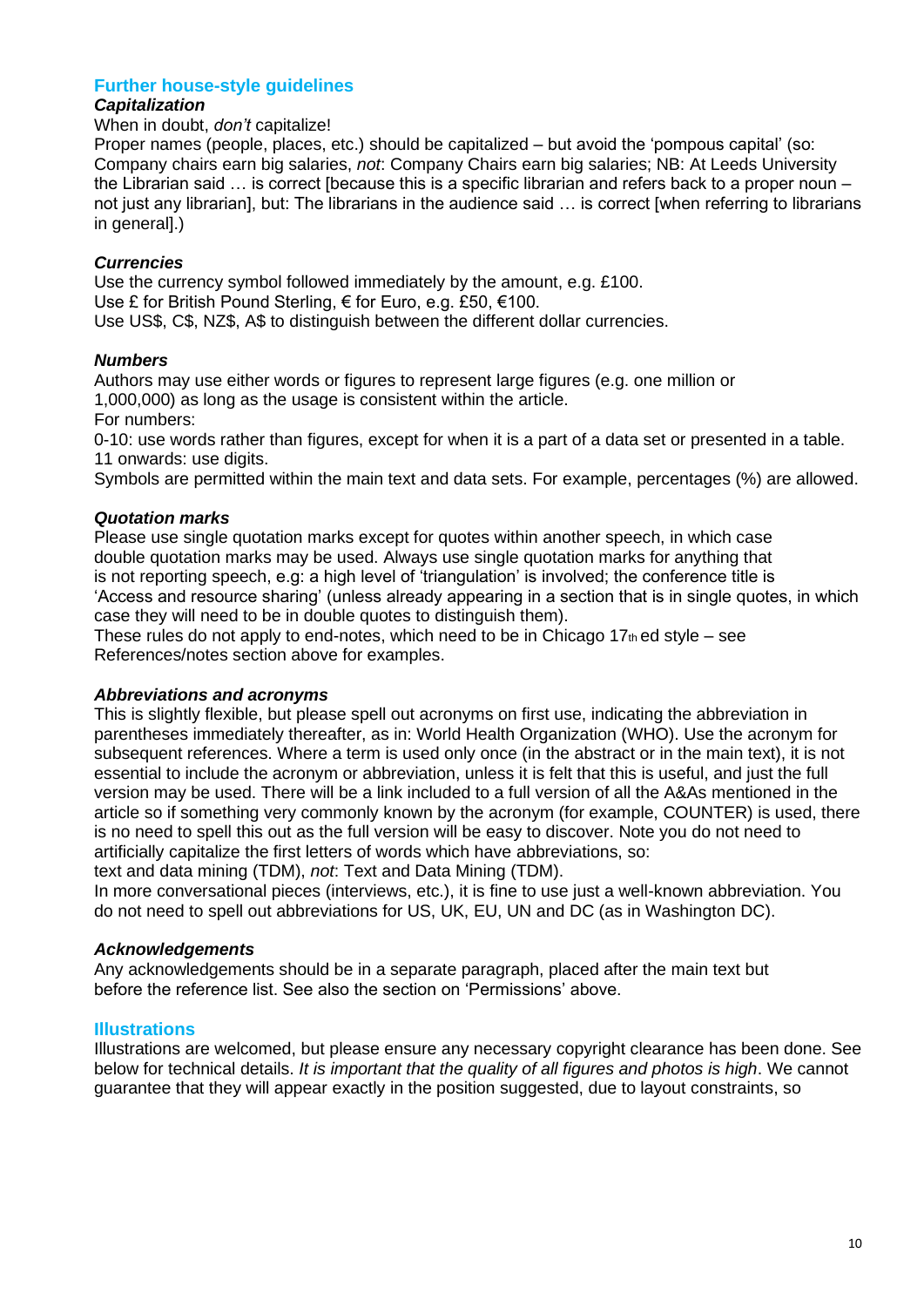## Further house-style guidelines

### *Capitalization*

When in doubt, *don't* capitalize!

Proper names (people, places, etc.) should be capitalized – but avoid the 'pompous capital' (so: Company chairs earn big salaries, *not*: Company Chairs earn big salaries; NB: At Leeds University the Librarian said … is correct [because this is a specific librarian and refers back to a proper noun – not just any librarian], but: The librarians in the audience said … is correct [when referring to librarians in general].)

### *Currencies*

Use the currency symbol followed immediately by the amount, e.g. £100.
Use £ for British Pound Sterling, € for Euro, e.g. £50, €100.
Use US$, C$, NZ$, A$ to distinguish between the different dollar currencies.

### *Numbers*

Authors may use either words or figures to represent large figures (e.g. one million or 1,000,000) as long as the usage is consistent within the article.
For numbers:
0-10: use words rather than figures, except for when it is a part of a data set or presented in a table.
11 onwards: use digits.
Symbols are permitted within the main text and data sets. For example, percentages (%) are allowed.

### *Quotation marks*

Please use single quotation marks except for quotes within another speech, in which case double quotation marks may be used. Always use single quotation marks for anything that is not reporting speech, e.g: a high level of 'triangulation' is involved; the conference title is 'Access and resource sharing' (unless already appearing in a section that is in single quotes, in which case they will need to be in double quotes to distinguish them).
These rules do not apply to end-notes, which need to be in Chicago 17th ed style – see References/notes section above for examples.

### *Abbreviations and acronyms*

This is slightly flexible, but please spell out acronyms on first use, indicating the abbreviation in parentheses immediately thereafter, as in: World Health Organization (WHO). Use the acronym for subsequent references. Where a term is used only once (in the abstract or in the main text), it is not essential to include the acronym or abbreviation, unless it is felt that this is useful, and just the full version may be used. There will be a link included to a full version of all the A&As mentioned in the article so if something very commonly known by the acronym (for example, COUNTER) is used, there is no need to spell this out as the full version will be easy to discover. Note you do not need to artificially capitalize the first letters of words which have abbreviations, so:
text and data mining (TDM), *not*: Text and Data Mining (TDM).
In more conversational pieces (interviews, etc.), it is fine to use just a well-known abbreviation. You do not need to spell out abbreviations for US, UK, EU, UN and DC (as in Washington DC).

### *Acknowledgements*

Any acknowledgements should be in a separate paragraph, placed after the main text but before the reference list. See also the section on 'Permissions' above.

## Illustrations

Illustrations are welcomed, but please ensure any necessary copyright clearance has been done. See below for technical details. *It is important that the quality of all figures and photos is high*. We cannot guarantee that they will appear exactly in the position suggested, due to layout constraints, so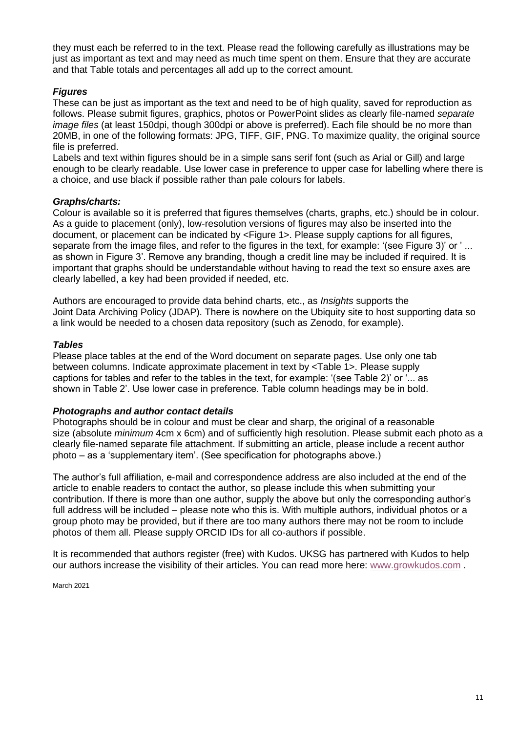they must each be referred to in the text. Please read the following carefully as illustrations may be just as important as text and may need as much time spent on them. Ensure that they are accurate and that Table totals and percentages all add up to the correct amount.

### *Figures*

These can be just as important as the text and need to be of high quality, saved for reproduction as follows. Please submit figures, graphics, photos or PowerPoint slides as clearly file-named *separate image files* (at least 150dpi, though 300dpi or above is preferred). Each file should be no more than 20MB, in one of the following formats: JPG, TIFF, GIF, PNG. To maximize quality, the original source file is preferred.

Labels and text within figures should be in a simple sans serif font (such as Arial or Gill) and large enough to be clearly readable. Use lower case in preference to upper case for labelling where there is a choice, and use black if possible rather than pale colours for labels.

### *Graphs/charts:*

Colour is available so it is preferred that figures themselves (charts, graphs, etc.) should be in colour. As a guide to placement (only), low-resolution versions of figures may also be inserted into the document, or placement can be indicated by <Figure 1>. Please supply captions for all figures, separate from the image files, and refer to the figures in the text, for example: '(see Figure 3)' or ' ... as shown in Figure 3'. Remove any branding, though a credit line may be included if required. It is important that graphs should be understandable without having to read the text so ensure axes are clearly labelled, a key had been provided if needed, etc.

Authors are encouraged to provide data behind charts, etc., as *Insights* supports the Joint Data Archiving Policy (JDAP). There is nowhere on the Ubiquity site to host supporting data so a link would be needed to a chosen data repository (such as Zenodo, for example).

### *Tables*

Please place tables at the end of the Word document on separate pages. Use only one tab between columns. Indicate approximate placement in text by <Table 1>. Please supply captions for tables and refer to the tables in the text, for example: '(see Table 2)' or '... as shown in Table 2'. Use lower case in preference. Table column headings may be in bold.

### *Photographs and author contact details*

Photographs should be in colour and must be clear and sharp, the original of a reasonable size (absolute *minimum* 4cm x 6cm) and of sufficiently high resolution. Please submit each photo as a clearly file-named separate file attachment. If submitting an article, please include a recent author photo – as a 'supplementary item'. (See specification for photographs above.)

The author's full affiliation, e-mail and correspondence address are also included at the end of the article to enable readers to contact the author, so please include this when submitting your contribution. If there is more than one author, supply the above but only the corresponding author's full address will be included – please note who this is. With multiple authors, individual photos or a group photo may be provided, but if there are too many authors there may not be room to include photos of them all. Please supply ORCID IDs for all co-authors if possible.

It is recommended that authors register (free) with Kudos. UKSG has partnered with Kudos to help our authors increase the visibility of their articles. You can read more here: www.growkudos.com .

March 2021